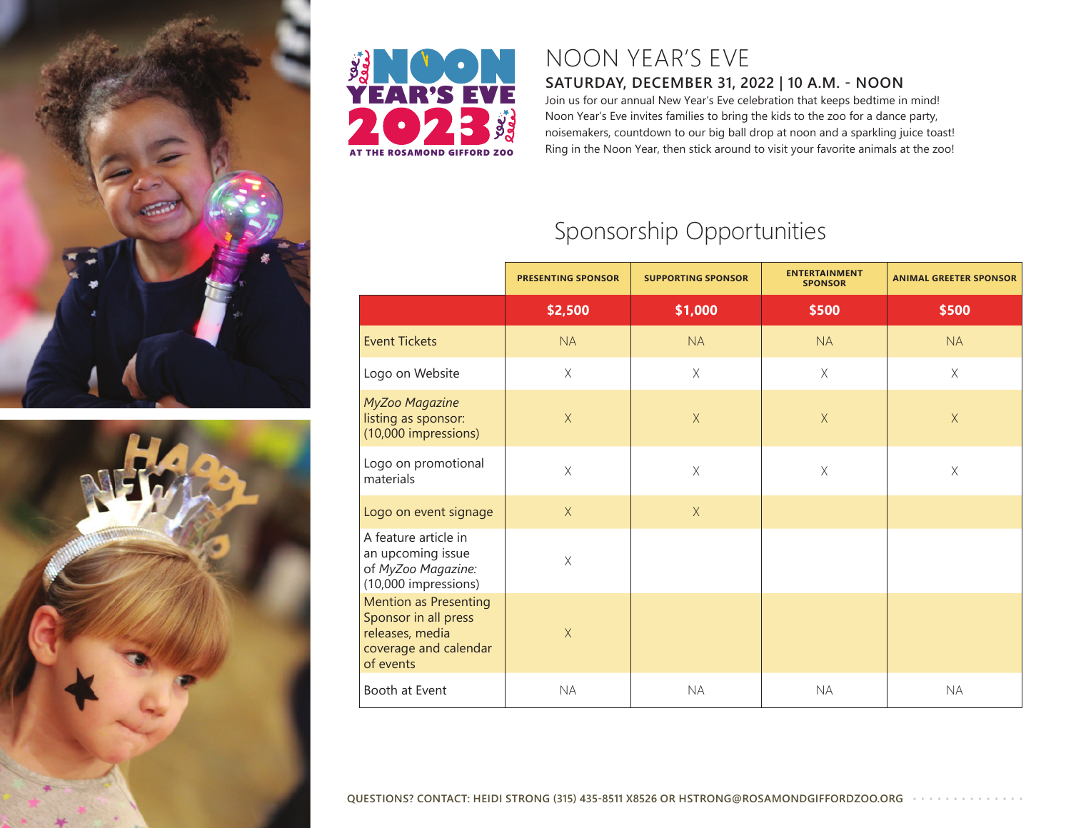NOON YEAR'S EVE 2023 AT THE ROSAMOND GIFFORD ZOO

# NOON YEAR'S EVE

**SATURDAY, DECEMBER 31, 2022 | 10 A.M. - NOON**

Join us for our annual New Year's Eve celebration that keeps bedtime in mind! Noon Year's Eve invites families to bring the kids to the zoo for a dance party, noisemakers, countdown to our big ball drop at noon and a sparkling juice toast! Ring in the Noon Year, then stick around to visit your favorite animals at the zoo!

## Sponsorship Opportunities

| | PRESENTING SPONSOR | SUPPORTING SPONSOR | ENTERTAINMENT SPONSOR | ANIMAL GREETER SPONSOR |
|---|---|---|---|---|
| | **$2,500** | **$1,000** | **$500** | **$500** |
| Event Tickets | NA | NA | NA | NA |
| Logo on Website | X | X | X | X |
| *MyZoo Magazine* listing as sponsor: (10,000 impressions) | X | X | X | X |
| Logo on promotional materials | X | X | X | X |
| Logo on event signage | X | X | | |
| A feature article in an upcoming issue of *MyZoo Magazine:* (10,000 impressions) | X | | | |
| Mention as Presenting Sponsor in all press releases, media coverage and calendar of events | X | | | |
| Booth at Event | NA | NA | NA | NA |

**QUESTIONS? CONTACT: HEIDI STRONG (315) 435-8511 X8526 OR HSTRONG@ROSAMONDGIFFORDZOO.ORG**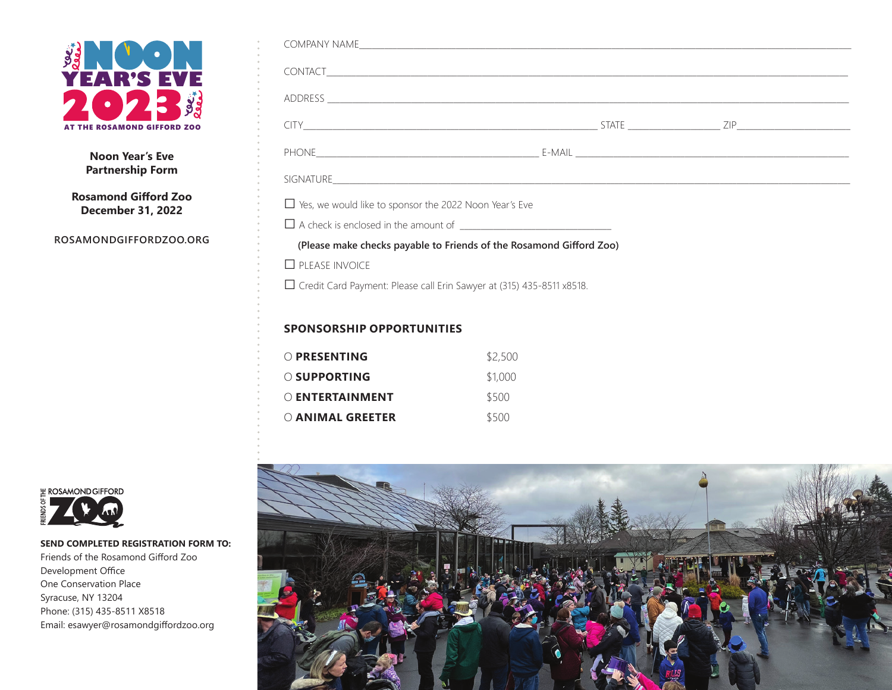# NOON YEAR'S EVE 2023

AT THE ROSAMOND GIFFORD ZOO

**Noon Year's Eve Partnership Form**

**Rosamond Gifford Zoo December 31, 2022**

ROSAMONDGIFFORDZOO.ORG

COMPANY NAME\_\_\_\_\_\_\_\_\_\_\_\_\_\_\_\_\_\_\_\_\_\_\_\_\_\_\_\_\_\_\_\_\_\_\_\_\_\_\_\_

CONTACT\_\_\_\_\_\_\_\_\_\_\_\_\_\_\_\_\_\_\_\_\_\_\_\_\_\_\_\_\_\_\_\_\_\_\_\_\_\_\_\_

ADDRESS \_\_\_\_\_\_\_\_\_\_\_\_\_\_\_\_\_\_\_\_\_\_\_\_\_\_\_\_\_\_\_\_\_\_\_\_\_\_\_\_

CITY\_\_\_\_\_\_\_\_\_\_\_\_\_\_\_\_\_\_\_\_\_\_\_\_ STATE \_\_\_\_\_\_\_\_\_\_ ZIP\_\_\_\_\_\_\_\_\_\_

PHONE\_\_\_\_\_\_\_\_\_\_\_\_\_\_\_\_\_\_\_\_ E-MAIL \_\_\_\_\_\_\_\_\_\_\_\_\_\_\_\_\_\_\_\_

SIGNATURE\_\_\_\_\_\_\_\_\_\_\_\_\_\_\_\_\_\_\_\_\_\_\_\_\_\_\_\_\_\_\_\_\_\_\_\_\_\_\_\_

☐ Yes, we would like to sponsor the 2022 Noon Year's Eve

☐ A check is enclosed in the amount of \_\_\_\_\_\_\_\_\_\_\_\_\_\_\_\_\_\_\_\_

**(Please make checks payable to Friends of the Rosamond Gifford Zoo)**

☐ PLEASE INVOICE

☐ Credit Card Payment: Please call Erin Sawyer at (315) 435-8511 x8518.

## SPONSORSHIP OPPORTUNITIES

| | |
|---|---|
| ○ **PRESENTING** | $2,500 |
| ○ **SUPPORTING** | $1,000 |
| ○ **ENTERTAINMENT** | $500 |
| ○ **ANIMAL GREETER** | $500 |

FRIENDS OF THE ROSAMOND GIFFORD ZOO

**SEND COMPLETED REGISTRATION FORM TO:**
Friends of the Rosamond Gifford Zoo
Development Office
One Conservation Place
Syracuse, NY 13204
Phone: (315) 435-8511 X8518
Email: esawyer@rosamondgiffordzoo.org